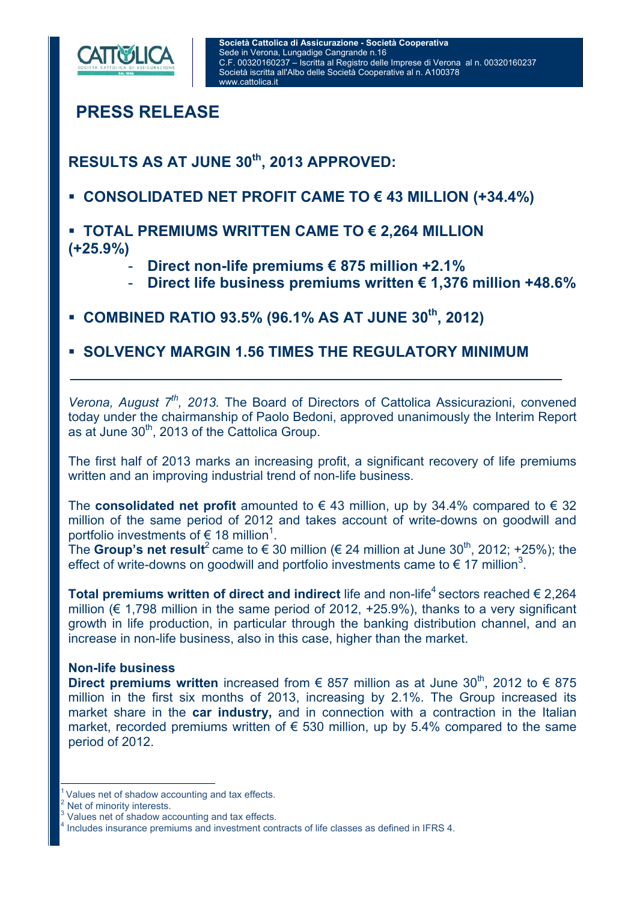Società Cattolica di Assicurazione - Società Cooperativa
Sede in Verona, Lungadige Cangrande n.16
C.F. 00320160237 – Iscritta al Registro delle Imprese di Verona al n. 00320160237
Società iscritta all'Albo delle Società Cooperative al n. A100378
www.cattolica.it

# PRESS RELEASE

## RESULTS AS AT JUNE 30th, 2013 APPROVED:

- **CONSOLIDATED NET PROFIT CAME TO € 43 MILLION (+34.4%)**
- **TOTAL PREMIUMS WRITTEN CAME TO € 2,264 MILLION (+25.9%)**
  - **Direct non-life premiums € 875 million +2.1%**
  - **Direct life business premiums written € 1,376 million +48.6%**
- **COMBINED RATIO 93.5% (96.1% AS AT JUNE 30th, 2012)**
- **SOLVENCY MARGIN 1.56 TIMES THE REGULATORY MINIMUM**

---

*Verona, August 7th, 2013.* The Board of Directors of Cattolica Assicurazioni, convened today under the chairmanship of Paolo Bedoni, approved unanimously the Interim Report as at June 30th, 2013 of the Cattolica Group.

The first half of 2013 marks an increasing profit, a significant recovery of life premiums written and an improving industrial trend of non-life business.

The **consolidated net profit** amounted to € 43 million, up by 34.4% compared to € 32 million of the same period of 2012 and takes account of write-downs on goodwill and portfolio investments of € 18 million[1].
The **Group's net result**[2] came to € 30 million (€ 24 million at June 30th, 2012; +25%); the effect of write-downs on goodwill and portfolio investments came to € 17 million[3].

**Total premiums written of direct and indirect** life and non-life[4] sectors reached € 2,264 million (€ 1,798 million in the same period of 2012, +25.9%), thanks to a very significant growth in life production, in particular through the banking distribution channel, and an increase in non-life business, also in this case, higher than the market.

**Non-life business**
**Direct premiums written** increased from € 857 million as at June 30th, 2012 to € 875 million in the first six months of 2013, increasing by 2.1%. The Group increased its market share in the **car industry,** and in connection with a contraction in the Italian market, recorded premiums written of € 530 million, up by 5.4% compared to the same period of 2012.

---

[1] Values net of shadow accounting and tax effects.
[2] Net of minority interests.
[3] Values net of shadow accounting and tax effects.
[4] Includes insurance premiums and investment contracts of life classes as defined in IFRS 4.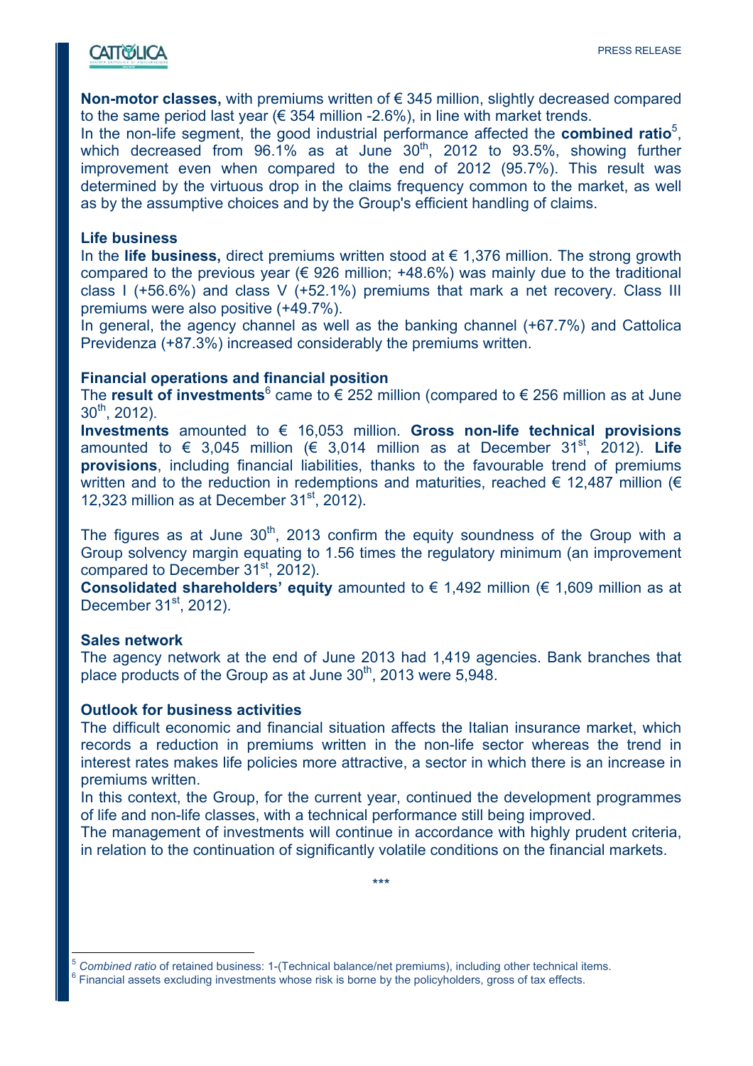**Non-motor classes,** with premiums written of € 345 million, slightly decreased compared to the same period last year (€ 354 million -2.6%), in line with market trends.

In the non-life segment, the good industrial performance affected the **combined ratio**[5], which decreased from 96.1% as at June 30th, 2012 to 93.5%, showing further improvement even when compared to the end of 2012 (95.7%). This result was determined by the virtuous drop in the claims frequency common to the market, as well as by the assumptive choices and by the Group's efficient handling of claims.

### Life business

In the **life business,** direct premiums written stood at € 1,376 million. The strong growth compared to the previous year (€ 926 million; +48.6%) was mainly due to the traditional class I (+56.6%) and class V (+52.1%) premiums that mark a net recovery. Class III premiums were also positive (+49.7%).

In general, the agency channel as well as the banking channel (+67.7%) and Cattolica Previdenza (+87.3%) increased considerably the premiums written.

### Financial operations and financial position

The **result of investments**[6] came to € 252 million (compared to € 256 million as at June 30th, 2012).

**Investments** amounted to € 16,053 million. **Gross non-life technical provisions** amounted to € 3,045 million (€ 3,014 million as at December 31st, 2012). **Life provisions**, including financial liabilities, thanks to the favourable trend of premiums written and to the reduction in redemptions and maturities, reached € 12,487 million (€ 12,323 million as at December 31st, 2012).

The figures as at June 30th, 2013 confirm the equity soundness of the Group with a Group solvency margin equating to 1.56 times the regulatory minimum (an improvement compared to December 31st, 2012).

**Consolidated shareholders' equity** amounted to € 1,492 million (€ 1,609 million as at December 31st, 2012).

### Sales network

The agency network at the end of June 2013 had 1,419 agencies. Bank branches that place products of the Group as at June 30th, 2013 were 5,948.

### Outlook for business activities

The difficult economic and financial situation affects the Italian insurance market, which records a reduction in premiums written in the non-life sector whereas the trend in interest rates makes life policies more attractive, a sector in which there is an increase in premiums written.

In this context, the Group, for the current year, continued the development programmes of life and non-life classes, with a technical performance still being improved.

The management of investments will continue in accordance with highly prudent criteria, in relation to the continuation of significantly volatile conditions on the financial markets.

***

---

[5] *Combined ratio* of retained business: 1-(Technical balance/net premiums), including other technical items.

[6] Financial assets excluding investments whose risk is borne by the policyholders, gross of tax effects.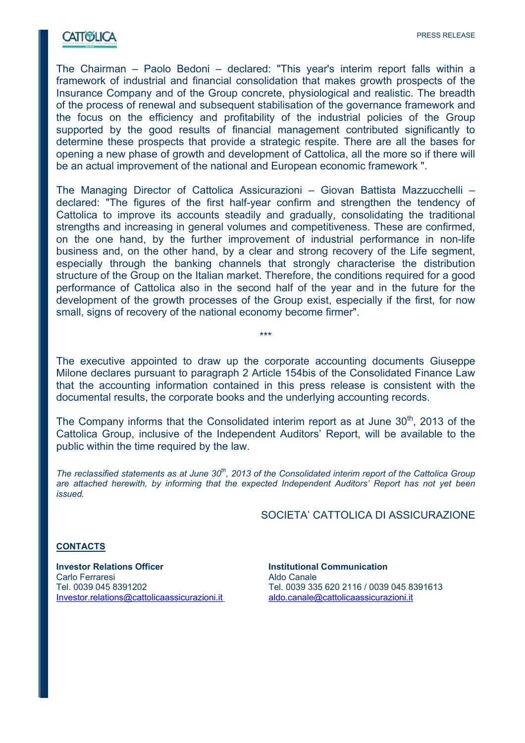The Chairman – Paolo Bedoni – declared: "This year's interim report falls within a framework of industrial and financial consolidation that makes growth prospects of the Insurance Company and of the Group concrete, physiological and realistic. The breadth of the process of renewal and subsequent stabilisation of the governance framework and the focus on the efficiency and profitability of the industrial policies of the Group supported by the good results of financial management contributed significantly to determine these prospects that provide a strategic respite. There are all the bases for opening a new phase of growth and development of Cattolica, all the more so if there will be an actual improvement of the national and European economic framework ".

The Managing Director of Cattolica Assicurazioni – Giovan Battista Mazzucchelli – declared: "The figures of the first half-year confirm and strengthen the tendency of Cattolica to improve its accounts steadily and gradually, consolidating the traditional strengths and increasing in general volumes and competitiveness. These are confirmed, on the one hand, by the further improvement of industrial performance in non-life business and, on the other hand, by a clear and strong recovery of the Life segment, especially through the banking channels that strongly characterise the distribution structure of the Group on the Italian market. Therefore, the conditions required for a good performance of Cattolica also in the second half of the year and in the future for the development of the growth processes of the Group exist, especially if the first, for now small, signs of recovery of the national economy become firmer".

***

The executive appointed to draw up the corporate accounting documents Giuseppe Milone declares pursuant to paragraph 2 Article 154bis of the Consolidated Finance Law that the accounting information contained in this press release is consistent with the documental results, the corporate books and the underlying accounting records.

The Company informs that the Consolidated interim report as at June 30th, 2013 of the Cattolica Group, inclusive of the Independent Auditors' Report, will be available to the public within the time required by the law.

*The reclassified statements as at June 30th, 2013 of the Consolidated interim report of the Cattolica Group are attached herewith, by informing that the expected Independent Auditors' Report has not yet been issued.*

SOCIETA' CATTOLICA DI ASSICURAZIONE

**CONTACTS**

**Investor Relations Officer**
Carlo Ferraresi
Tel. 0039 045 8391202
Investor.relations@cattolicaassicurazioni.it

**Institutional Communication**
Aldo Canale
Tel. 0039 335 620 2116 / 0039 045 8391613
aldo.canale@cattolicaassicurazioni.it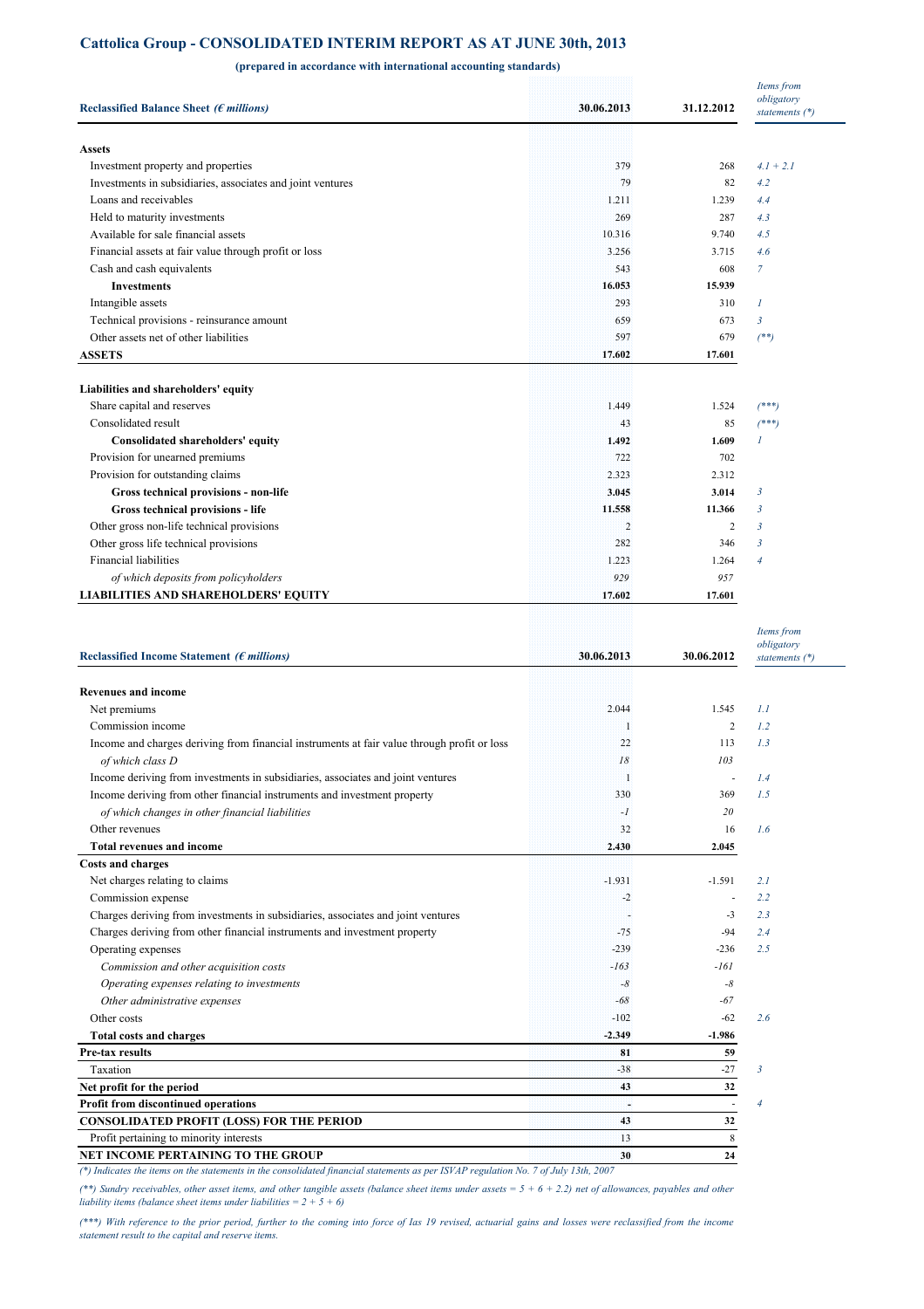# Cattolica Group - CONSOLIDATED INTERIM REPORT AS AT JUNE 30th, 2013

**(prepared in accordance with international accounting standards)**

| *Reclassified Balance Sheet (€ millions)* | 30.06.2013 | 31.12.2012 | *Items from obligatory statements (\*)* |
|---|---|---|---|
| **Assets** | | | |
| Investment property and properties | 379 | 268 | *4.1 + 2.1* |
| Investments in subsidiaries, associates and joint ventures | 79 | 82 | *4.2* |
| Loans and receivables | 1.211 | 1.239 | *4.4* |
| Held to maturity investments | 269 | 287 | *4.3* |
| Available for sale financial assets | 10.316 | 9.740 | *4.5* |
| Financial assets at fair value through profit or loss | 3.256 | 3.715 | *4.6* |
| Cash and cash equivalents | 543 | 608 | *7* |
| **Investments** | **16.053** | **15.939** | |
| Intangible assets | 293 | 310 | *1* |
| Technical provisions - reinsurance amount | 659 | 673 | *3* |
| Other assets net of other liabilities | 597 | 679 | *(\*\*)* |
| **ASSETS** | **17.602** | **17.601** | |
| **Liabilities and shareholders' equity** | | | |
| Share capital and reserves | 1.449 | 1.524 | *(\*\*\*)* |
| Consolidated result | 43 | 85 | *(\*\*\*)* |
| **Consolidated shareholders' equity** | **1.492** | **1.609** | *1* |
| Provision for unearned premiums | 722 | 702 | |
| Provision for outstanding claims | 2.323 | 2.312 | |
| **Gross technical provisions - non-life** | **3.045** | **3.014** | *3* |
| **Gross technical provisions - life** | **11.558** | **11.366** | *3* |
| Other gross non-life technical provisions | 2 | 2 | *3* |
| Other gross life technical provisions | 282 | 346 | *3* |
| Financial liabilities | 1.223 | 1.264 | *4* |
| *of which deposits from policyholders* | *929* | *957* | |
| **LIABILITIES AND SHAREHOLDERS' EQUITY** | **17.602** | **17.601** | |

| *Reclassified Income Statement (€ millions)* | 30.06.2013 | 30.06.2012 | *Items from obligatory statements (\*)* |
|---|---|---|---|
| **Revenues and income** | | | |
| Net premiums | 2.044 | 1.545 | *1.1* |
| Commission income | 1 | 2 | *1.2* |
| Income and charges deriving from financial instruments at fair value through profit or loss | 22 | 113 | *1.3* |
| *of which class D* | *18* | *103* | |
| Income deriving from investments in subsidiaries, associates and joint ventures | 1 | - | *1.4* |
| Income deriving from other financial instruments and investment property | 330 | 369 | *1.5* |
| *of which changes in other financial liabilities* | *-1* | *20* | |
| Other revenues | 32 | 16 | *1.6* |
| **Total revenues and income** | **2.430** | **2.045** | |
| **Costs and charges** | | | |
| Net charges relating to claims | -1.931 | -1.591 | *2.1* |
| Commission expense | -2 | - | *2.2* |
| Charges deriving from investments in subsidiaries, associates and joint ventures | - | -3 | *2.3* |
| Charges deriving from other financial instruments and investment property | -75 | -94 | *2.4* |
| Operating expenses | -239 | -236 | *2.5* |
| *Commission and other acquisition costs* | *-163* | *-161* | |
| *Operating expenses relating to investments* | *-8* | *-8* | |
| *Other administrative expenses* | *-68* | *-67* | |
| Other costs | -102 | -62 | *2.6* |
| **Total costs and charges** | **-2.349** | **-1.986** | |
| **Pre-tax results** | **81** | **59** | |
| Taxation | -38 | -27 | *3* |
| **Net profit for the period** | **43** | **32** | |
| **Profit from discontinued operations** | **-** | - | *4* |
| **CONSOLIDATED PROFIT (LOSS) FOR THE PERIOD** | **43** | **32** | |
| Profit pertaining to minority interests | 13 | 8 | |
| **NET INCOME PERTAINING TO THE GROUP** | **30** | **24** | |

*(\*) Indicates the items on the statements in the consolidated financial statements as per ISVAP regulation No. 7 of July 13th, 2007*

*(\*\*) Sundry receivables, other asset items, and other tangible assets (balance sheet items under assets = 5 + 6 + 2.2) net of allowances, payables and other liability items (balance sheet items under liabilities = 2 + 5 + 6)*

*(\*\*\*) With reference to the prior period, further to the coming into force of Ias 19 revised, actuarial gains and losses were reclassified from the income statement result to the capital and reserve items.*